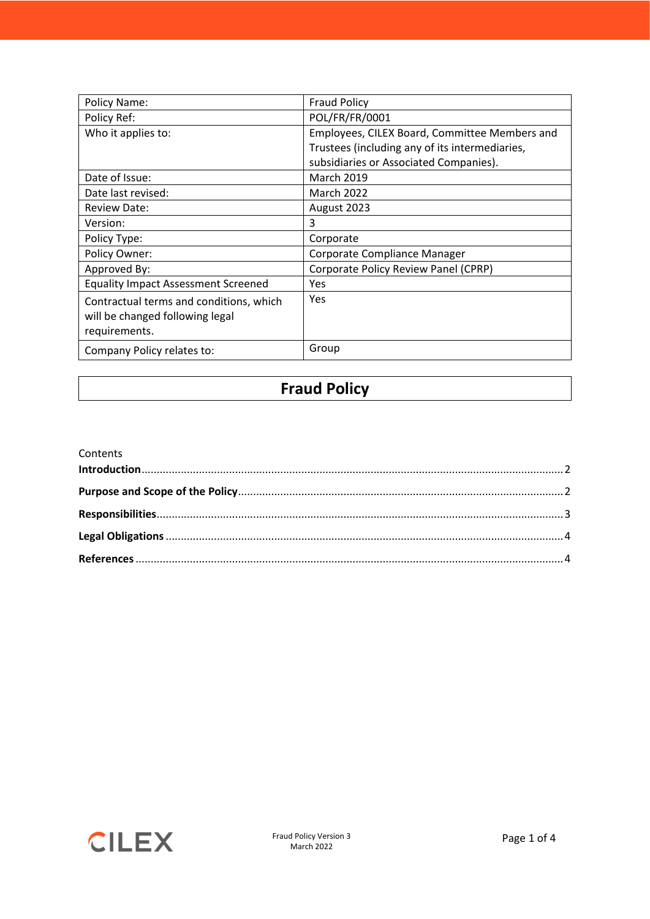| Policy Name: | Fraud Policy |
|---|---|
| Policy Ref: | POL/FR/FR/0001 |
| Who it applies to: | Employees, CILEX Board, Committee Members and Trustees (including any of its intermediaries, subsidiaries or Associated Companies). |
| Date of Issue: | March 2019 |
| Date last revised: | March 2022 |
| Review Date: | August 2023 |
| Version: | 3 |
| Policy Type: | Corporate |
| Policy Owner: | Corporate Compliance Manager |
| Approved By: | Corporate Policy Review Panel (CPRP) |
| Equality Impact Assessment Screened | Yes |
| Contractual terms and conditions, which will be changed following legal requirements. | Yes |
| Company Policy relates to: | Group |

# Fraud Policy

Contents

**Introduction** .......... 2

**Purpose and Scope of the Policy** .......... 2

**Responsibilities** .......... 3

**Legal Obligations** .......... 4

**References** .......... 4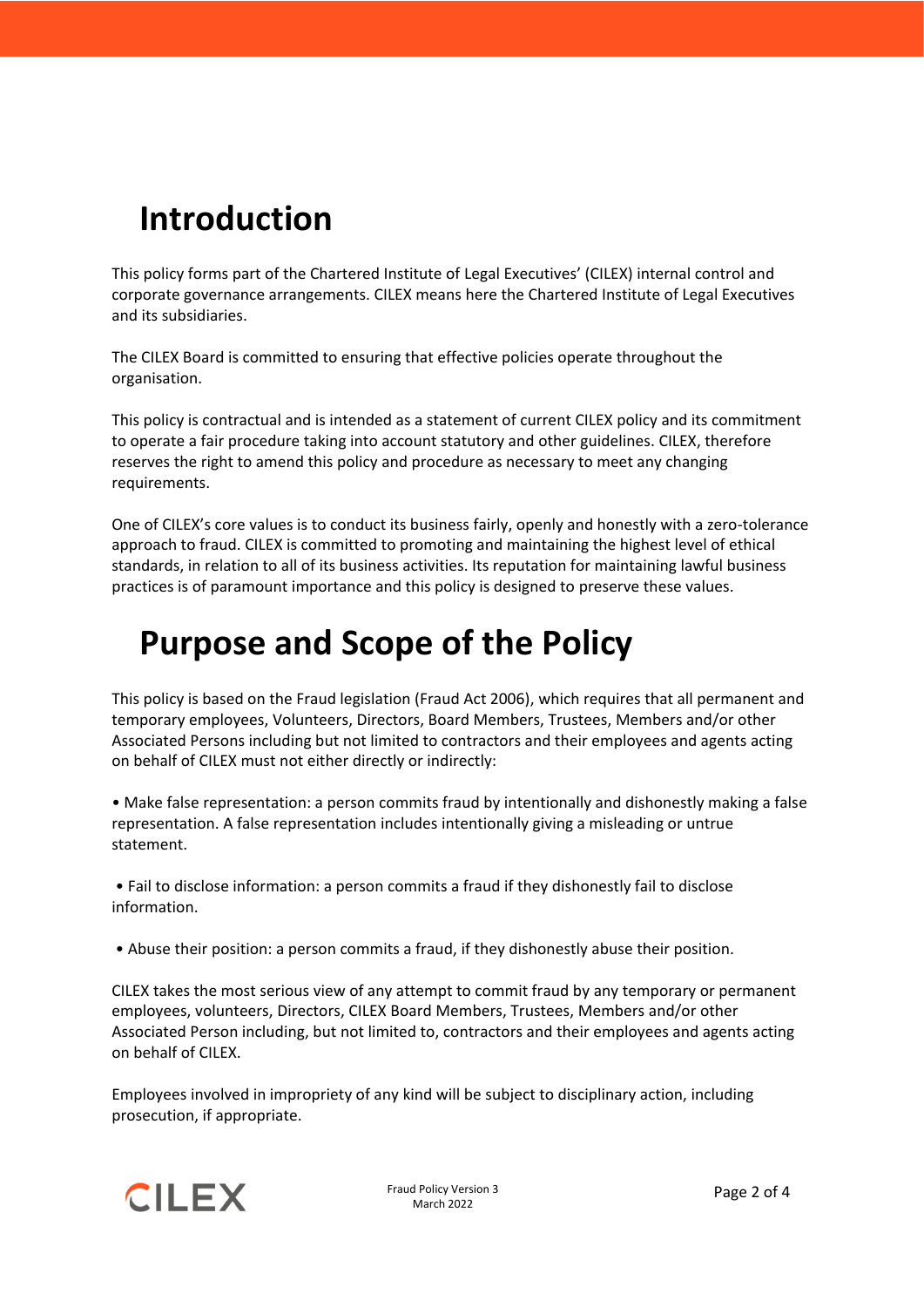# Introduction

This policy forms part of the Chartered Institute of Legal Executives' (CILEX) internal control and corporate governance arrangements. CILEX means here the Chartered Institute of Legal Executives and its subsidiaries.

The CILEX Board is committed to ensuring that effective policies operate throughout the organisation.

This policy is contractual and is intended as a statement of current CILEX policy and its commitment to operate a fair procedure taking into account statutory and other guidelines. CILEX, therefore reserves the right to amend this policy and procedure as necessary to meet any changing requirements.

One of CILEX's core values is to conduct its business fairly, openly and honestly with a zero-tolerance approach to fraud. CILEX is committed to promoting and maintaining the highest level of ethical standards, in relation to all of its business activities. Its reputation for maintaining lawful business practices is of paramount importance and this policy is designed to preserve these values.

# Purpose and Scope of the Policy

This policy is based on the Fraud legislation (Fraud Act 2006), which requires that all permanent and temporary employees, Volunteers, Directors, Board Members, Trustees, Members and/or other Associated Persons including but not limited to contractors and their employees and agents acting on behalf of CILEX must not either directly or indirectly:

- Make false representation: a person commits fraud by intentionally and dishonestly making a false representation. A false representation includes intentionally giving a misleading or untrue statement.

- Fail to disclose information: a person commits a fraud if they dishonestly fail to disclose information.

- Abuse their position: a person commits a fraud, if they dishonestly abuse their position.

CILEX takes the most serious view of any attempt to commit fraud by any temporary or permanent employees, volunteers, Directors, CILEX Board Members, Trustees, Members and/or other Associated Person including, but not limited to, contractors and their employees and agents acting on behalf of CILEX.

Employees involved in impropriety of any kind will be subject to disciplinary action, including prosecution, if appropriate.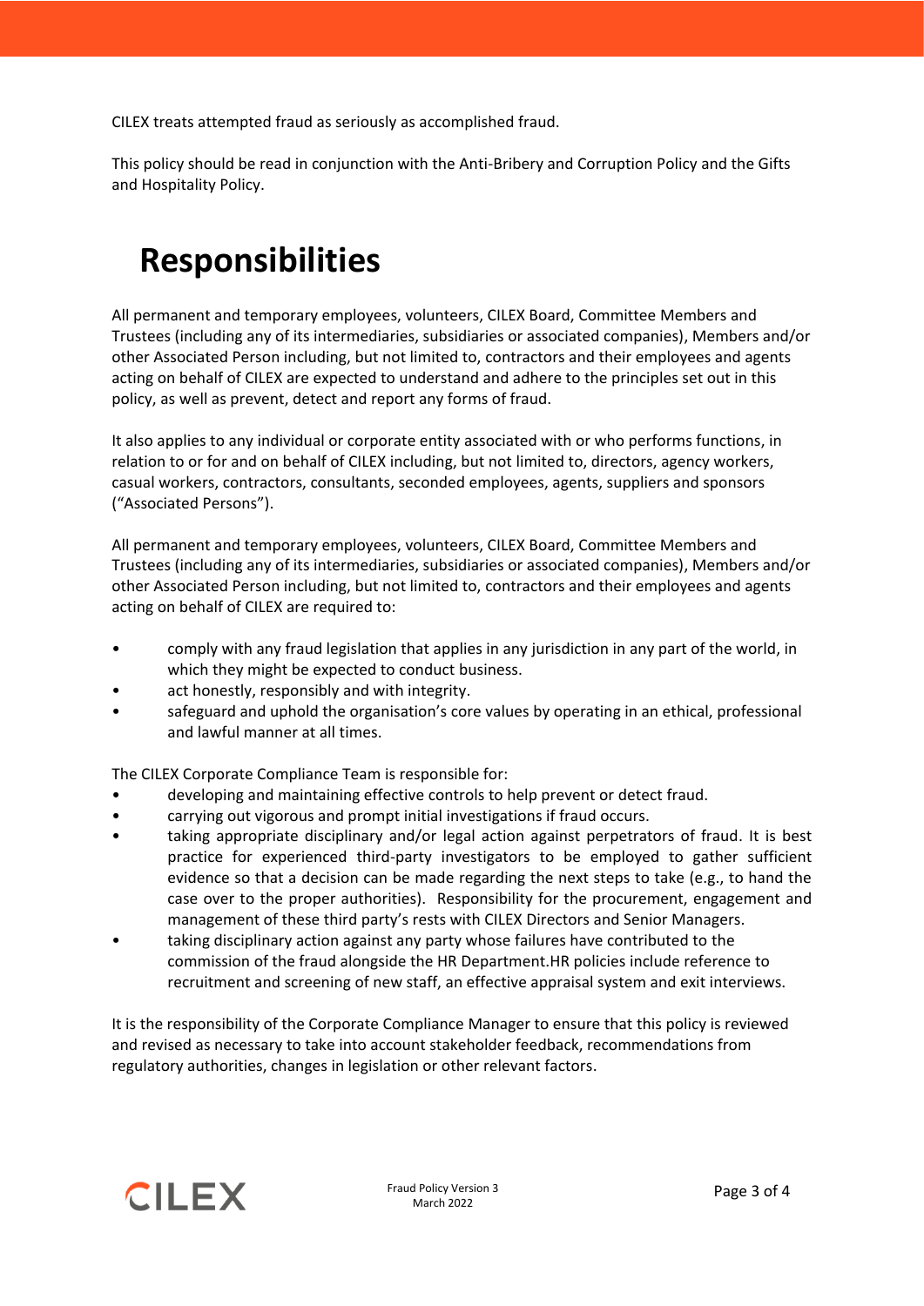CILEX treats attempted fraud as seriously as accomplished fraud.

This policy should be read in conjunction with the Anti-Bribery and Corruption Policy and the Gifts and Hospitality Policy.

# Responsibilities

All permanent and temporary employees, volunteers, CILEX Board, Committee Members and Trustees (including any of its intermediaries, subsidiaries or associated companies), Members and/or other Associated Person including, but not limited to, contractors and their employees and agents acting on behalf of CILEX are expected to understand and adhere to the principles set out in this policy, as well as prevent, detect and report any forms of fraud.

It also applies to any individual or corporate entity associated with or who performs functions, in relation to or for and on behalf of CILEX including, but not limited to, directors, agency workers, casual workers, contractors, consultants, seconded employees, agents, suppliers and sponsors ("Associated Persons").

All permanent and temporary employees, volunteers, CILEX Board, Committee Members and Trustees (including any of its intermediaries, subsidiaries or associated companies), Members and/or other Associated Person including, but not limited to, contractors and their employees and agents acting on behalf of CILEX are required to:

- comply with any fraud legislation that applies in any jurisdiction in any part of the world, in which they might be expected to conduct business.
- act honestly, responsibly and with integrity.
- safeguard and uphold the organisation's core values by operating in an ethical, professional and lawful manner at all times.

The CILEX Corporate Compliance Team is responsible for:

- developing and maintaining effective controls to help prevent or detect fraud.
- carrying out vigorous and prompt initial investigations if fraud occurs.
- taking appropriate disciplinary and/or legal action against perpetrators of fraud. It is best practice for experienced third-party investigators to be employed to gather sufficient evidence so that a decision can be made regarding the next steps to take (e.g., to hand the case over to the proper authorities). Responsibility for the procurement, engagement and management of these third party's rests with CILEX Directors and Senior Managers.
- taking disciplinary action against any party whose failures have contributed to the commission of the fraud alongside the HR Department.HR policies include reference to recruitment and screening of new staff, an effective appraisal system and exit interviews.

It is the responsibility of the Corporate Compliance Manager to ensure that this policy is reviewed and revised as necessary to take into account stakeholder feedback, recommendations from regulatory authorities, changes in legislation or other relevant factors.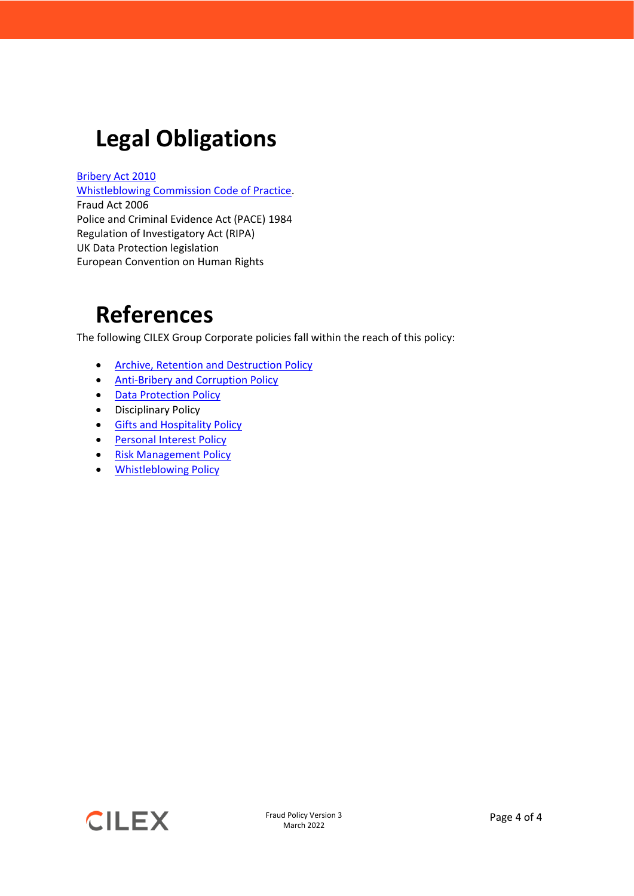# Legal Obligations

Bribery Act 2010
Whistleblowing Commission Code of Practice.
Fraud Act 2006
Police and Criminal Evidence Act (PACE) 1984
Regulation of Investigatory Act (RIPA)
UK Data Protection legislation
European Convention on Human Rights

# References

The following CILEX Group Corporate policies fall within the reach of this policy:

- Archive, Retention and Destruction Policy
- Anti-Bribery and Corruption Policy
- Data Protection Policy
- Disciplinary Policy
- Gifts and Hospitality Policy
- Personal Interest Policy
- Risk Management Policy
- Whistleblowing Policy